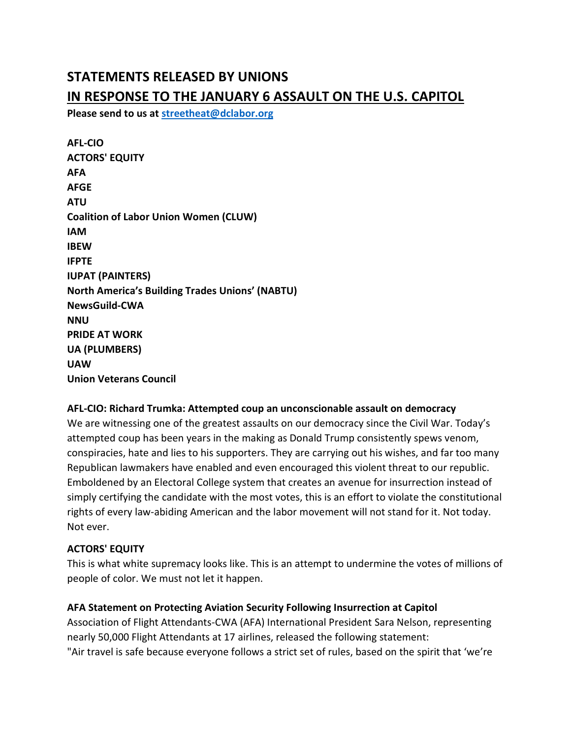# STATEMENTS RELEASED BY UNIONS

# IN RESPONSE TO THE JANUARY 6 ASSAULT ON THE U.S. CAPITOL

**Please send to us at [streetheat@dclabor.org](mailto:streetheat@dclabor.org)**

**AFL-CIO**
**ACTORS' EQUITY**
**AFA**
**AFGE**
**ATU**
**Coalition of Labor Union Women (CLUW)**
**IAM**
**IBEW**
**IFPTE**
**IUPAT (PAINTERS)**
**North America's Building Trades Unions' (NABTU)**
**NewsGuild-CWA**
**NNU**
**PRIDE AT WORK**
**UA (PLUMBERS)**
**UAW**
**Union Veterans Council**

**AFL-CIO: Richard Trumka: Attempted coup an unconscionable assault on democracy**

We are witnessing one of the greatest assaults on our democracy since the Civil War. Today's attempted coup has been years in the making as Donald Trump consistently spews venom, conspiracies, hate and lies to his supporters. They are carrying out his wishes, and far too many Republican lawmakers have enabled and even encouraged this violent threat to our republic. Emboldened by an Electoral College system that creates an avenue for insurrection instead of simply certifying the candidate with the most votes, this is an effort to violate the constitutional rights of every law-abiding American and the labor movement will not stand for it. Not today. Not ever.

**ACTORS' EQUITY**

This is what white supremacy looks like. This is an attempt to undermine the votes of millions of people of color. We must not let it happen.

**AFA Statement on Protecting Aviation Security Following Insurrection at Capitol**

Association of Flight Attendants-CWA (AFA) International President Sara Nelson, representing nearly 50,000 Flight Attendants at 17 airlines, released the following statement:

"Air travel is safe because everyone follows a strict set of rules, based on the spirit that 'we're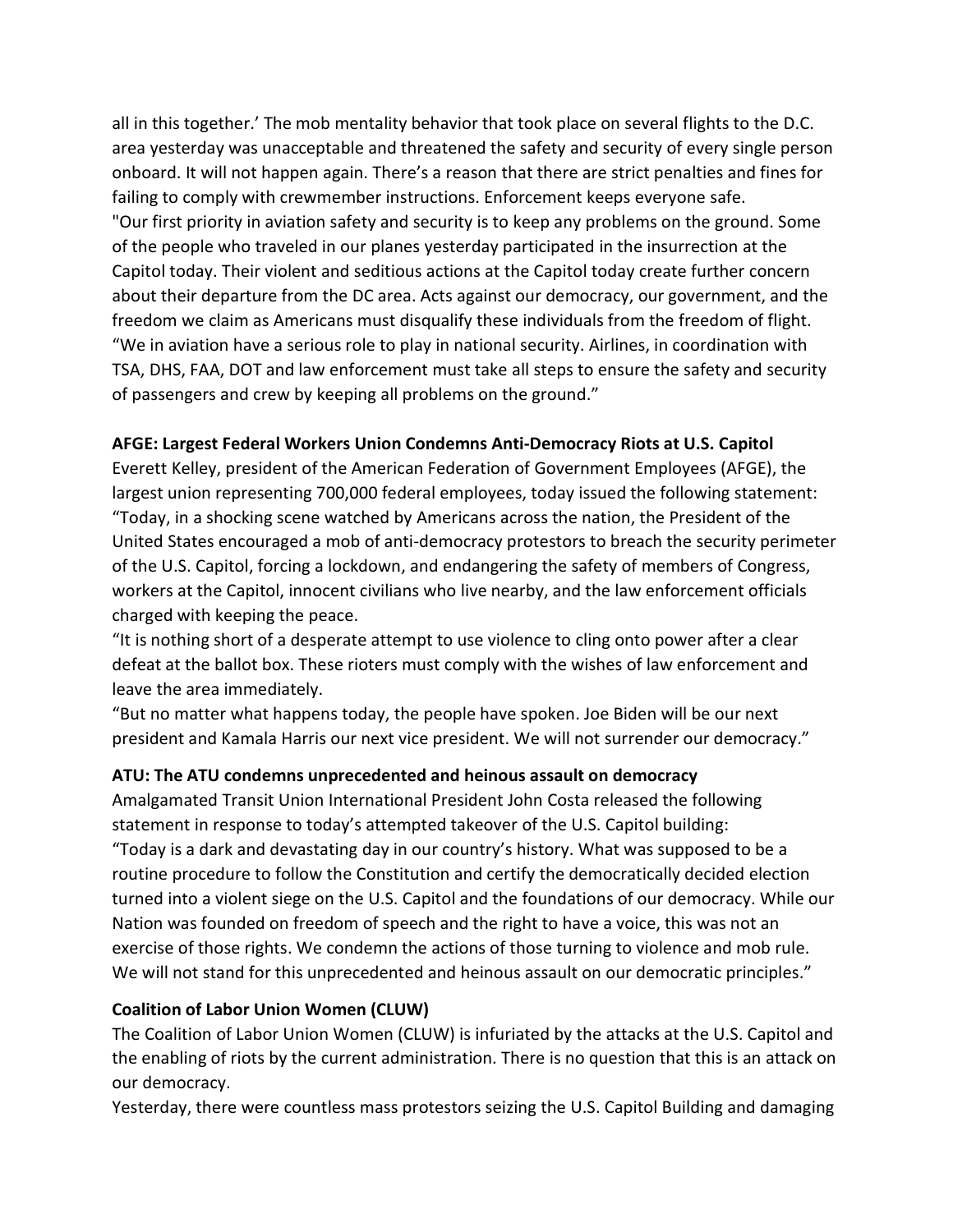all in this together.' The mob mentality behavior that took place on several flights to the D.C. area yesterday was unacceptable and threatened the safety and security of every single person onboard. It will not happen again. There's a reason that there are strict penalties and fines for failing to comply with crewmember instructions. Enforcement keeps everyone safe.

"Our first priority in aviation safety and security is to keep any problems on the ground. Some of the people who traveled in our planes yesterday participated in the insurrection at the Capitol today. Their violent and seditious actions at the Capitol today create further concern about their departure from the DC area. Acts against our democracy, our government, and the freedom we claim as Americans must disqualify these individuals from the freedom of flight.

"We in aviation have a serious role to play in national security. Airlines, in coordination with TSA, DHS, FAA, DOT and law enforcement must take all steps to ensure the safety and security of passengers and crew by keeping all problems on the ground."

**AFGE: Largest Federal Workers Union Condemns Anti-Democracy Riots at U.S. Capitol**

Everett Kelley, president of the American Federation of Government Employees (AFGE), the largest union representing 700,000 federal employees, today issued the following statement:

"Today, in a shocking scene watched by Americans across the nation, the President of the United States encouraged a mob of anti-democracy protestors to breach the security perimeter of the U.S. Capitol, forcing a lockdown, and endangering the safety of members of Congress, workers at the Capitol, innocent civilians who live nearby, and the law enforcement officials charged with keeping the peace.

"It is nothing short of a desperate attempt to use violence to cling onto power after a clear defeat at the ballot box. These rioters must comply with the wishes of law enforcement and leave the area immediately.

"But no matter what happens today, the people have spoken. Joe Biden will be our next president and Kamala Harris our next vice president. We will not surrender our democracy."

**ATU: The ATU condemns unprecedented and heinous assault on democracy**

Amalgamated Transit Union International President John Costa released the following statement in response to today's attempted takeover of the U.S. Capitol building:

"Today is a dark and devastating day in our country's history. What was supposed to be a routine procedure to follow the Constitution and certify the democratically decided election turned into a violent siege on the U.S. Capitol and the foundations of our democracy. While our Nation was founded on freedom of speech and the right to have a voice, this was not an exercise of those rights. We condemn the actions of those turning to violence and mob rule. We will not stand for this unprecedented and heinous assault on our democratic principles."

**Coalition of Labor Union Women (CLUW)**

The Coalition of Labor Union Women (CLUW) is infuriated by the attacks at the U.S. Capitol and the enabling of riots by the current administration. There is no question that this is an attack on our democracy.

Yesterday, there were countless mass protestors seizing the U.S. Capitol Building and damaging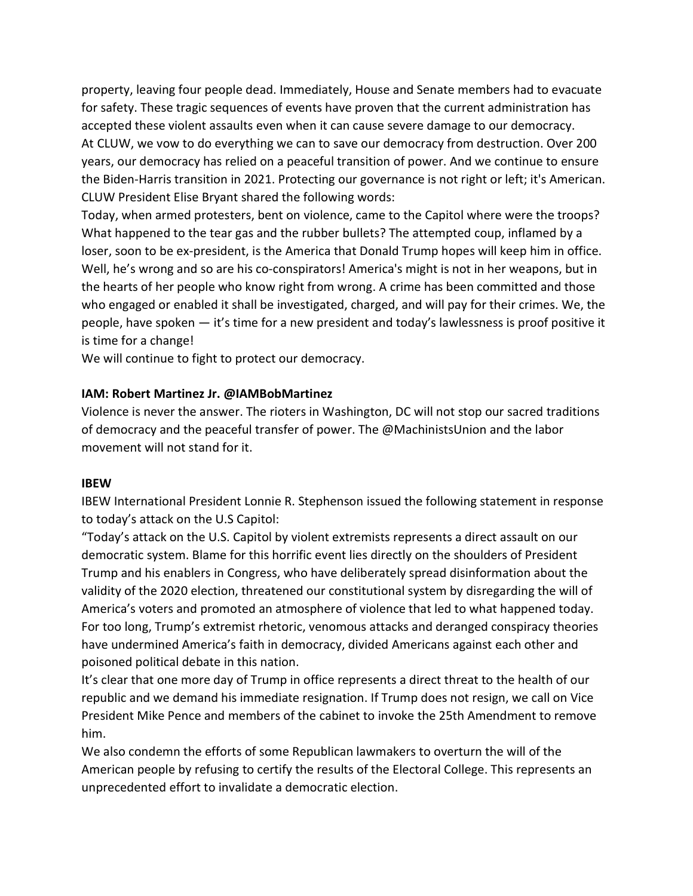property, leaving four people dead. Immediately, House and Senate members had to evacuate for safety. These tragic sequences of events have proven that the current administration has accepted these violent assaults even when it can cause severe damage to our democracy.
At CLUW, we vow to do everything we can to save our democracy from destruction. Over 200 years, our democracy has relied on a peaceful transition of power. And we continue to ensure the Biden-Harris transition in 2021. Protecting our governance is not right or left; it's American.
CLUW President Elise Bryant shared the following words:
Today, when armed protesters, bent on violence, came to the Capitol where were the troops? What happened to the tear gas and the rubber bullets? The attempted coup, inflamed by a loser, soon to be ex-president, is the America that Donald Trump hopes will keep him in office. Well, he's wrong and so are his co-conspirators! America's might is not in her weapons, but in the hearts of her people who know right from wrong. A crime has been committed and those who engaged or enabled it shall be investigated, charged, and will pay for their crimes. We, the people, have spoken — it's time for a new president and today's lawlessness is proof positive it is time for a change!
We will continue to fight to protect our democracy.

**IAM: Robert Martinez Jr. @IAMBobMartinez**
Violence is never the answer. The rioters in Washington, DC will not stop our sacred traditions of democracy and the peaceful transfer of power. The @MachinistsUnion and the labor movement will not stand for it.

**IBEW**
IBEW International President Lonnie R. Stephenson issued the following statement in response to today's attack on the U.S Capitol:
"Today's attack on the U.S. Capitol by violent extremists represents a direct assault on our democratic system. Blame for this horrific event lies directly on the shoulders of President Trump and his enablers in Congress, who have deliberately spread disinformation about the validity of the 2020 election, threatened our constitutional system by disregarding the will of America's voters and promoted an atmosphere of violence that led to what happened today. For too long, Trump's extremist rhetoric, venomous attacks and deranged conspiracy theories have undermined America's faith in democracy, divided Americans against each other and poisoned political debate in this nation.
It's clear that one more day of Trump in office represents a direct threat to the health of our republic and we demand his immediate resignation. If Trump does not resign, we call on Vice President Mike Pence and members of the cabinet to invoke the 25th Amendment to remove him.
We also condemn the efforts of some Republican lawmakers to overturn the will of the American people by refusing to certify the results of the Electoral College. This represents an unprecedented effort to invalidate a democratic election.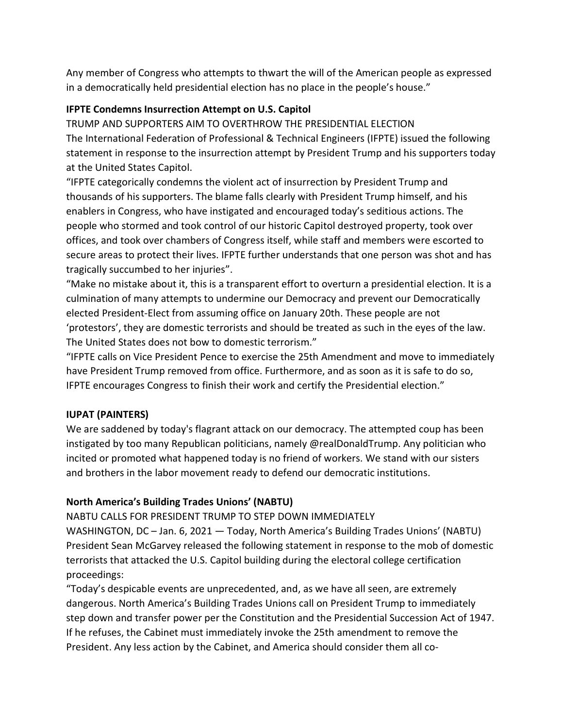Any member of Congress who attempts to thwart the will of the American people as expressed in a democratically held presidential election has no place in the people's house."

**IFPTE Condemns Insurrection Attempt on U.S. Capitol**

TRUMP AND SUPPORTERS AIM TO OVERTHROW THE PRESIDENTIAL ELECTION

The International Federation of Professional & Technical Engineers (IFPTE) issued the following statement in response to the insurrection attempt by President Trump and his supporters today at the United States Capitol.

"IFPTE categorically condemns the violent act of insurrection by President Trump and thousands of his supporters. The blame falls clearly with President Trump himself, and his enablers in Congress, who have instigated and encouraged today's seditious actions. The people who stormed and took control of our historic Capitol destroyed property, took over offices, and took over chambers of Congress itself, while staff and members were escorted to secure areas to protect their lives. IFPTE further understands that one person was shot and has tragically succumbed to her injuries".

"Make no mistake about it, this is a transparent effort to overturn a presidential election. It is a culmination of many attempts to undermine our Democracy and prevent our Democratically elected President-Elect from assuming office on January 20th. These people are not 'protestors', they are domestic terrorists and should be treated as such in the eyes of the law. The United States does not bow to domestic terrorism."

"IFPTE calls on Vice President Pence to exercise the 25th Amendment and move to immediately have President Trump removed from office. Furthermore, and as soon as it is safe to do so, IFPTE encourages Congress to finish their work and certify the Presidential election."

**IUPAT (PAINTERS)**

We are saddened by today's flagrant attack on our democracy. The attempted coup has been instigated by too many Republican politicians, namely @realDonaldTrump. Any politician who incited or promoted what happened today is no friend of workers. We stand with our sisters and brothers in the labor movement ready to defend our democratic institutions.

**North America's Building Trades Unions' (NABTU)**

NABTU CALLS FOR PRESIDENT TRUMP TO STEP DOWN IMMEDIATELY

WASHINGTON, DC – Jan. 6, 2021 — Today, North America's Building Trades Unions' (NABTU) President Sean McGarvey released the following statement in response to the mob of domestic terrorists that attacked the U.S. Capitol building during the electoral college certification proceedings:

"Today's despicable events are unprecedented, and, as we have all seen, are extremely dangerous. North America's Building Trades Unions call on President Trump to immediately step down and transfer power per the Constitution and the Presidential Succession Act of 1947. If he refuses, the Cabinet must immediately invoke the 25th amendment to remove the President. Any less action by the Cabinet, and America should consider them all co-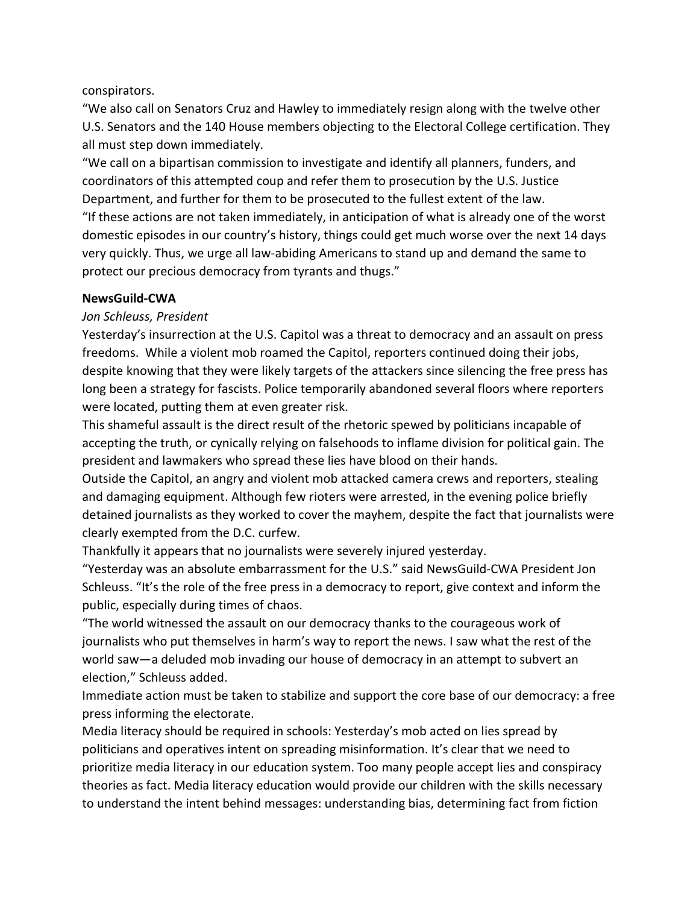conspirators.

"We also call on Senators Cruz and Hawley to immediately resign along with the twelve other U.S. Senators and the 140 House members objecting to the Electoral College certification. They all must step down immediately.

"We call on a bipartisan commission to investigate and identify all planners, funders, and coordinators of this attempted coup and refer them to prosecution by the U.S. Justice Department, and further for them to be prosecuted to the fullest extent of the law.

"If these actions are not taken immediately, in anticipation of what is already one of the worst domestic episodes in our country's history, things could get much worse over the next 14 days very quickly. Thus, we urge all law-abiding Americans to stand up and demand the same to protect our precious democracy from tyrants and thugs."

**NewsGuild-CWA**

*Jon Schleuss, President*

Yesterday's insurrection at the U.S. Capitol was a threat to democracy and an assault on press freedoms. While a violent mob roamed the Capitol, reporters continued doing their jobs, despite knowing that they were likely targets of the attackers since silencing the free press has long been a strategy for fascists. Police temporarily abandoned several floors where reporters were located, putting them at even greater risk.

This shameful assault is the direct result of the rhetoric spewed by politicians incapable of accepting the truth, or cynically relying on falsehoods to inflame division for political gain. The president and lawmakers who spread these lies have blood on their hands.

Outside the Capitol, an angry and violent mob attacked camera crews and reporters, stealing and damaging equipment. Although few rioters were arrested, in the evening police briefly detained journalists as they worked to cover the mayhem, despite the fact that journalists were clearly exempted from the D.C. curfew.

Thankfully it appears that no journalists were severely injured yesterday.

"Yesterday was an absolute embarrassment for the U.S." said NewsGuild-CWA President Jon Schleuss. "It's the role of the free press in a democracy to report, give context and inform the public, especially during times of chaos.

"The world witnessed the assault on our democracy thanks to the courageous work of journalists who put themselves in harm's way to report the news. I saw what the rest of the world saw—a deluded mob invading our house of democracy in an attempt to subvert an election," Schleuss added.

Immediate action must be taken to stabilize and support the core base of our democracy: a free press informing the electorate.

Media literacy should be required in schools: Yesterday's mob acted on lies spread by politicians and operatives intent on spreading misinformation. It's clear that we need to prioritize media literacy in our education system. Too many people accept lies and conspiracy theories as fact. Media literacy education would provide our children with the skills necessary to understand the intent behind messages: understanding bias, determining fact from fiction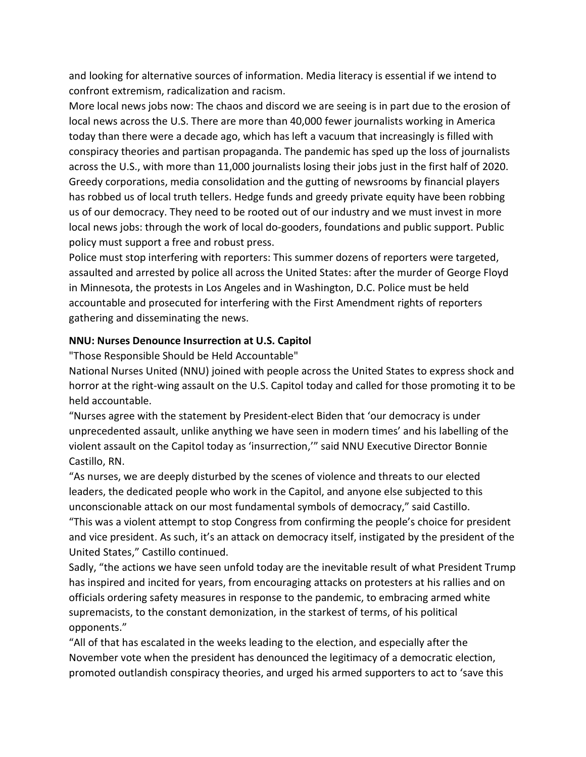and looking for alternative sources of information. Media literacy is essential if we intend to confront extremism, radicalization and racism.

More local news jobs now: The chaos and discord we are seeing is in part due to the erosion of local news across the U.S. There are more than 40,000 fewer journalists working in America today than there were a decade ago, which has left a vacuum that increasingly is filled with conspiracy theories and partisan propaganda. The pandemic has sped up the loss of journalists across the U.S., with more than 11,000 journalists losing their jobs just in the first half of 2020. Greedy corporations, media consolidation and the gutting of newsrooms by financial players has robbed us of local truth tellers. Hedge funds and greedy private equity have been robbing us of our democracy. They need to be rooted out of our industry and we must invest in more local news jobs: through the work of local do-gooders, foundations and public support. Public policy must support a free and robust press.

Police must stop interfering with reporters: This summer dozens of reporters were targeted, assaulted and arrested by police all across the United States: after the murder of George Floyd in Minnesota, the protests in Los Angeles and in Washington, D.C. Police must be held accountable and prosecuted for interfering with the First Amendment rights of reporters gathering and disseminating the news.

**NNU: Nurses Denounce Insurrection at U.S. Capitol**

"Those Responsible Should be Held Accountable"

National Nurses United (NNU) joined with people across the United States to express shock and horror at the right-wing assault on the U.S. Capitol today and called for those promoting it to be held accountable.

"Nurses agree with the statement by President-elect Biden that 'our democracy is under unprecedented assault, unlike anything we have seen in modern times' and his labelling of the violent assault on the Capitol today as 'insurrection,'" said NNU Executive Director Bonnie Castillo, RN.

"As nurses, we are deeply disturbed by the scenes of violence and threats to our elected leaders, the dedicated people who work in the Capitol, and anyone else subjected to this unconscionable attack on our most fundamental symbols of democracy," said Castillo.

"This was a violent attempt to stop Congress from confirming the people's choice for president and vice president. As such, it's an attack on democracy itself, instigated by the president of the United States," Castillo continued.

Sadly, "the actions we have seen unfold today are the inevitable result of what President Trump has inspired and incited for years, from encouraging attacks on protesters at his rallies and on officials ordering safety measures in response to the pandemic, to embracing armed white supremacists, to the constant demonization, in the starkest of terms, of his political opponents."

"All of that has escalated in the weeks leading to the election, and especially after the November vote when the president has denounced the legitimacy of a democratic election, promoted outlandish conspiracy theories, and urged his armed supporters to act to 'save this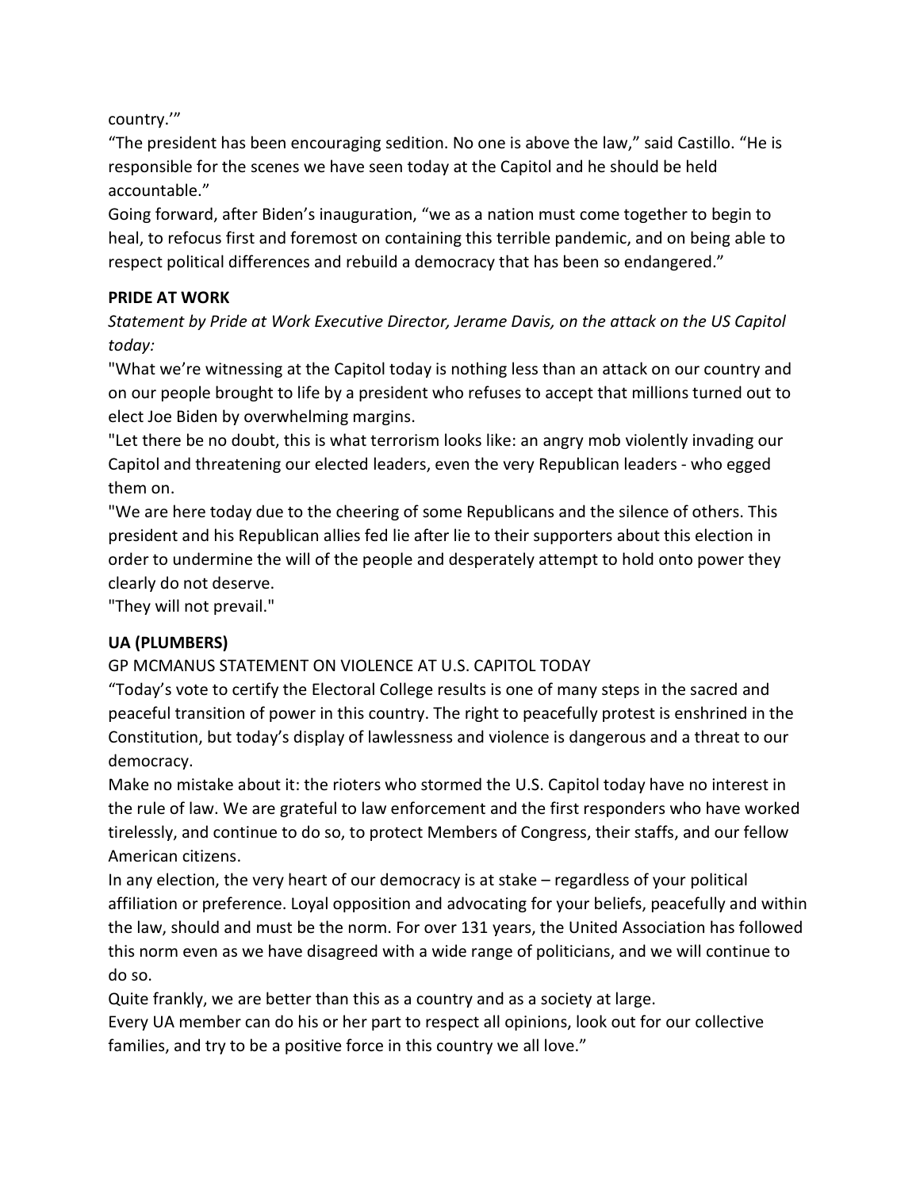country.'"

"The president has been encouraging sedition. No one is above the law," said Castillo. "He is responsible for the scenes we have seen today at the Capitol and he should be held accountable."

Going forward, after Biden's inauguration, "we as a nation must come together to begin to heal, to refocus first and foremost on containing this terrible pandemic, and on being able to respect political differences and rebuild a democracy that has been so endangered."

**PRIDE AT WORK**

*Statement by Pride at Work Executive Director, Jerame Davis, on the attack on the US Capitol today:*

"What we're witnessing at the Capitol today is nothing less than an attack on our country and on our people brought to life by a president who refuses to accept that millions turned out to elect Joe Biden by overwhelming margins.

"Let there be no doubt, this is what terrorism looks like: an angry mob violently invading our Capitol and threatening our elected leaders, even the very Republican leaders - who egged them on.

"We are here today due to the cheering of some Republicans and the silence of others. This president and his Republican allies fed lie after lie to their supporters about this election in order to undermine the will of the people and desperately attempt to hold onto power they clearly do not deserve.

"They will not prevail."

**UA (PLUMBERS)**

GP MCMANUS STATEMENT ON VIOLENCE AT U.S. CAPITOL TODAY

"Today's vote to certify the Electoral College results is one of many steps in the sacred and peaceful transition of power in this country. The right to peacefully protest is enshrined in the Constitution, but today's display of lawlessness and violence is dangerous and a threat to our democracy.

Make no mistake about it: the rioters who stormed the U.S. Capitol today have no interest in the rule of law. We are grateful to law enforcement and the first responders who have worked tirelessly, and continue to do so, to protect Members of Congress, their staffs, and our fellow American citizens.

In any election, the very heart of our democracy is at stake – regardless of your political affiliation or preference. Loyal opposition and advocating for your beliefs, peacefully and within the law, should and must be the norm. For over 131 years, the United Association has followed this norm even as we have disagreed with a wide range of politicians, and we will continue to do so.

Quite frankly, we are better than this as a country and as a society at large.

Every UA member can do his or her part to respect all opinions, look out for our collective families, and try to be a positive force in this country we all love."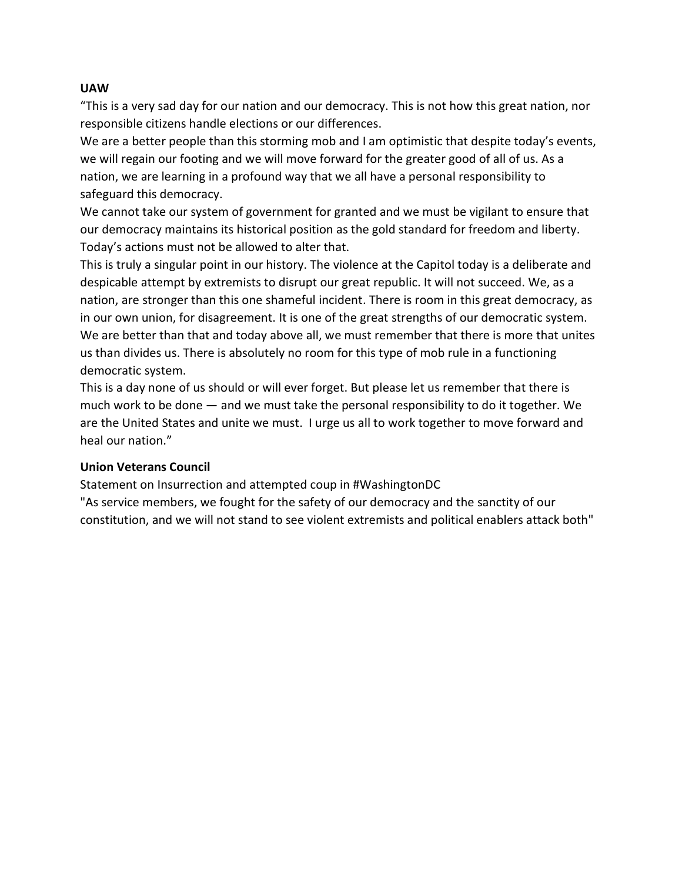**UAW**

“This is a very sad day for our nation and our democracy. This is not how this great nation, nor responsible citizens handle elections or our differences.

We are a better people than this storming mob and I am optimistic that despite today’s events, we will regain our footing and we will move forward for the greater good of all of us. As a nation, we are learning in a profound way that we all have a personal responsibility to safeguard this democracy.

We cannot take our system of government for granted and we must be vigilant to ensure that our democracy maintains its historical position as the gold standard for freedom and liberty. Today’s actions must not be allowed to alter that.

This is truly a singular point in our history. The violence at the Capitol today is a deliberate and despicable attempt by extremists to disrupt our great republic. It will not succeed. We, as a nation, are stronger than this one shameful incident. There is room in this great democracy, as in our own union, for disagreement. It is one of the great strengths of our democratic system. We are better than that and today above all, we must remember that there is more that unites us than divides us. There is absolutely no room for this type of mob rule in a functioning democratic system.

This is a day none of us should or will ever forget. But please let us remember that there is much work to be done — and we must take the personal responsibility to do it together. We are the United States and unite we must. I urge us all to work together to move forward and heal our nation.”

**Union Veterans Council**

Statement on Insurrection and attempted coup in #WashingtonDC

"As service members, we fought for the safety of our democracy and the sanctity of our constitution, and we will not stand to see violent extremists and political enablers attack both"